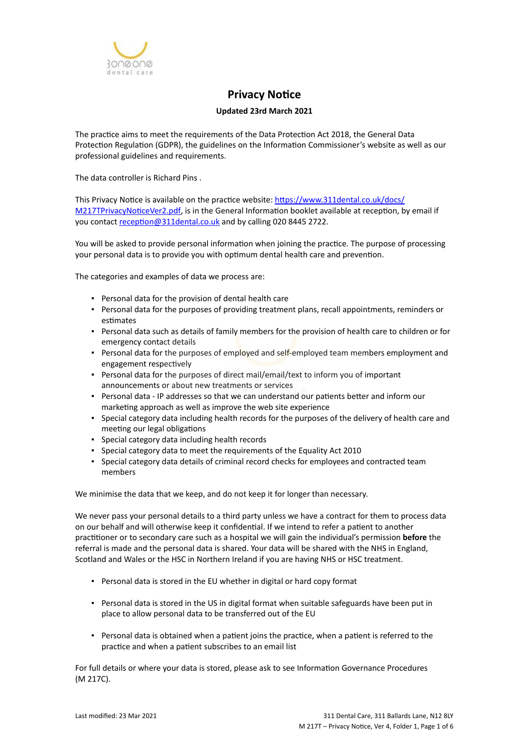# Privacy Notice

**Updated 23rd March 2021**

The practice aims to meet the requirements of the Data Protection Act 2018, the General Data Protection Regulation (GDPR), the guidelines on the Information Commissioner's website as well as our professional guidelines and requirements.

The data controller is Richard Pins .

This Privacy Notice is available on the practice website: [https://www.311dental.co.uk/docs/M217TPrivacyNoticeVer2.pdf](https://www.311dental.co.uk/docs/M217TPrivacyNoticeVer2.pdf), is in the General Information booklet available at reception, by email if you contact [reception@311dental.co.uk](mailto:reception@311dental.co.uk) and by calling 020 8445 2722.

You will be asked to provide personal information when joining the practice. The purpose of processing your personal data is to provide you with optimum dental health care and prevention.

The categories and examples of data we process are:

- Personal data for the provision of dental health care
- Personal data for the purposes of providing treatment plans, recall appointments, reminders or estimates
- Personal data such as details of family members for the provision of health care to children or for emergency contact details
- Personal data for the purposes of employed and self-employed team members employment and engagement respectively
- Personal data for the purposes of direct mail/email/text to inform you of important announcements or about new treatments or services
- Personal data - IP addresses so that we can understand our patients better and inform our marketing approach as well as improve the web site experience
- Special category data including health records for the purposes of the delivery of health care and meeting our legal obligations
- Special category data including health records
- Special category data to meet the requirements of the Equality Act 2010
- Special category data details of criminal record checks for employees and contracted team members

We minimise the data that we keep, and do not keep it for longer than necessary.

We never pass your personal details to a third party unless we have a contract for them to process data on our behalf and will otherwise keep it confidential. If we intend to refer a patient to another practitioner or to secondary care such as a hospital we will gain the individual's permission **before** the referral is made and the personal data is shared. Your data will be shared with the NHS in England, Scotland and Wales or the HSC in Northern Ireland if you are having NHS or HSC treatment.

- Personal data is stored in the EU whether in digital or hard copy format
- Personal data is stored in the US in digital format when suitable safeguards have been put in place to allow personal data to be transferred out of the EU
- Personal data is obtained when a patient joins the practice, when a patient is referred to the practice and when a patient subscribes to an email list

For full details or where your data is stored, please ask to see Information Governance Procedures (M 217C).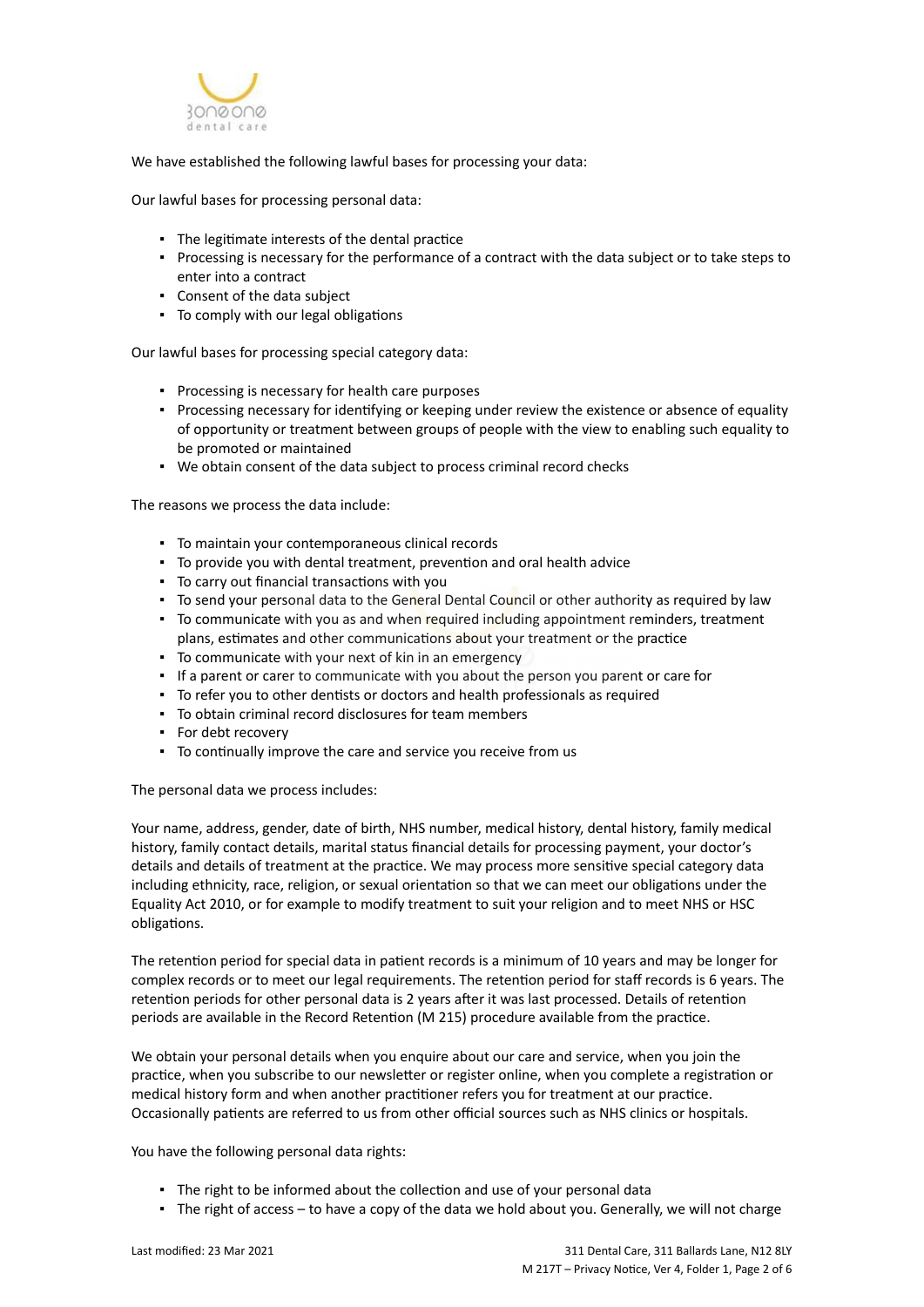We have established the following lawful bases for processing your data:

Our lawful bases for processing personal data:

- The legitimate interests of the dental practice
- Processing is necessary for the performance of a contract with the data subject or to take steps to enter into a contract
- Consent of the data subject
- To comply with our legal obligations

Our lawful bases for processing special category data:

- Processing is necessary for health care purposes
- Processing necessary for identifying or keeping under review the existence or absence of equality of opportunity or treatment between groups of people with the view to enabling such equality to be promoted or maintained
- We obtain consent of the data subject to process criminal record checks

The reasons we process the data include:

- To maintain your contemporaneous clinical records
- To provide you with dental treatment, prevention and oral health advice
- To carry out financial transactions with you
- To send your personal data to the General Dental Council or other authority as required by law
- To communicate with you as and when required including appointment reminders, treatment plans, estimates and other communications about your treatment or the practice
- To communicate with your next of kin in an emergency
- If a parent or carer to communicate with you about the person you parent or care for
- To refer you to other dentists or doctors and health professionals as required
- To obtain criminal record disclosures for team members
- For debt recovery
- To continually improve the care and service you receive from us

The personal data we process includes:

Your name, address, gender, date of birth, NHS number, medical history, dental history, family medical history, family contact details, marital status financial details for processing payment, your doctor's details and details of treatment at the practice. We may process more sensitive special category data including ethnicity, race, religion, or sexual orientation so that we can meet our obligations under the Equality Act 2010, or for example to modify treatment to suit your religion and to meet NHS or HSC obligations.

The retention period for special data in patient records is a minimum of 10 years and may be longer for complex records or to meet our legal requirements. The retention period for staff records is 6 years. The retention periods for other personal data is 2 years after it was last processed. Details of retention periods are available in the Record Retention (M 215) procedure available from the practice.

We obtain your personal details when you enquire about our care and service, when you join the practice, when you subscribe to our newsletter or register online, when you complete a registration or medical history form and when another practitioner refers you for treatment at our practice. Occasionally patients are referred to us from other official sources such as NHS clinics or hospitals.

You have the following personal data rights:

- The right to be informed about the collection and use of your personal data
- The right of access – to have a copy of the data we hold about you. Generally, we will not charge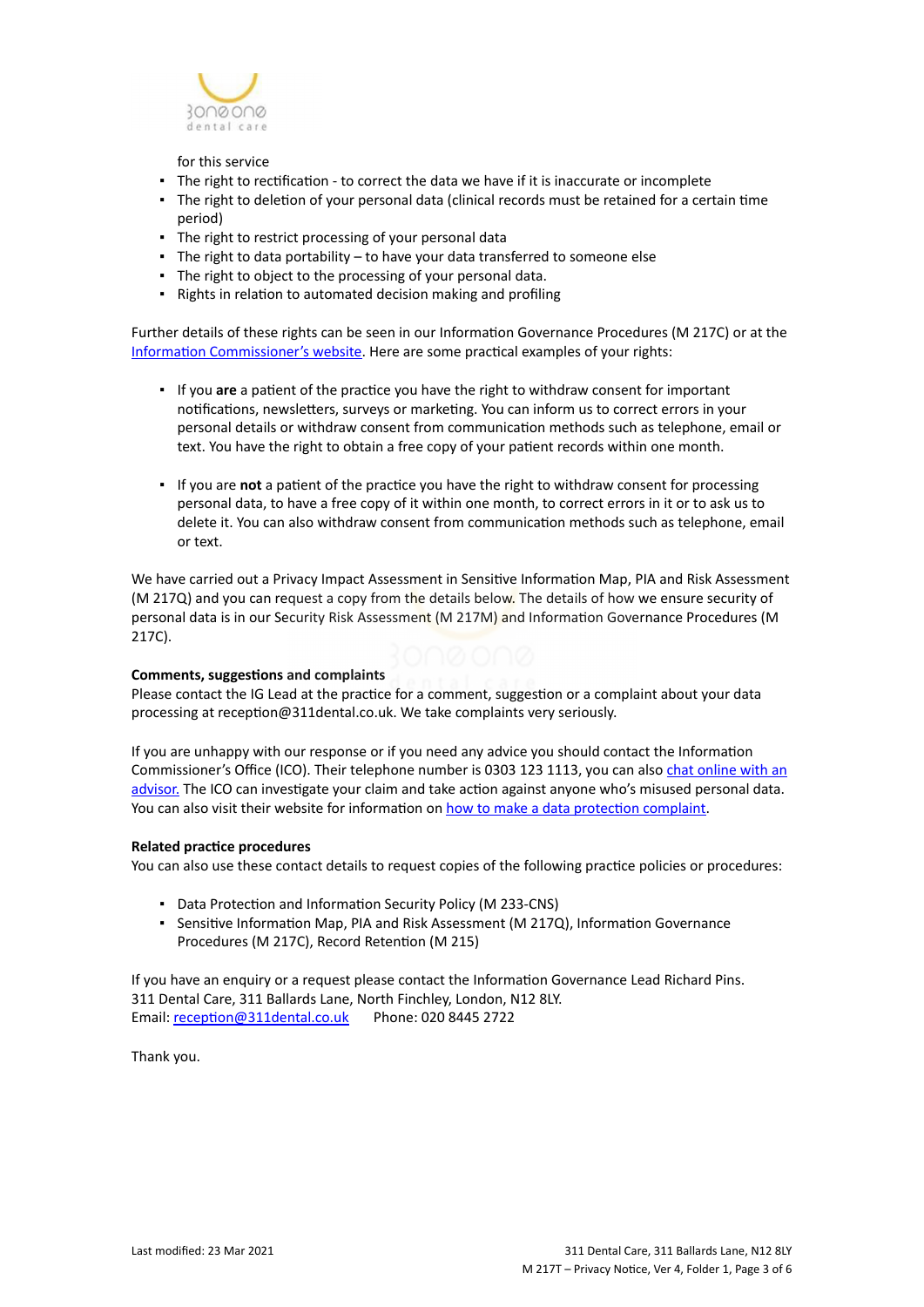for this service

- The right to rectification - to correct the data we have if it is inaccurate or incomplete
- The right to deletion of your personal data (clinical records must be retained for a certain time period)
- The right to restrict processing of your personal data
- The right to data portability – to have your data transferred to someone else
- The right to object to the processing of your personal data.
- Rights in relation to automated decision making and profiling

Further details of these rights can be seen in our Information Governance Procedures (M 217C) or at the Information Commissioner's website. Here are some practical examples of your rights:

- If you **are** a patient of the practice you have the right to withdraw consent for important notifications, newsletters, surveys or marketing. You can inform us to correct errors in your personal details or withdraw consent from communication methods such as telephone, email or text. You have the right to obtain a free copy of your patient records within one month.

- If you are **not** a patient of the practice you have the right to withdraw consent for processing personal data, to have a free copy of it within one month, to correct errors in it or to ask us to delete it. You can also withdraw consent from communication methods such as telephone, email or text.

We have carried out a Privacy Impact Assessment in Sensitive Information Map, PIA and Risk Assessment (M 217Q) and you can request a copy from the details below. The details of how we ensure security of personal data is in our Security Risk Assessment (M 217M) and Information Governance Procedures (M 217C).

**Comments, suggestions and complaints**

Please contact the IG Lead at the practice for a comment, suggestion or a complaint about your data processing at reception@311dental.co.uk. We take complaints very seriously.

If you are unhappy with our response or if you need any advice you should contact the Information Commissioner's Office (ICO). Their telephone number is 0303 123 1113, you can also chat online with an advisor. The ICO can investigate your claim and take action against anyone who's misused personal data. You can also visit their website for information on how to make a data protection complaint.

**Related practice procedures**

You can also use these contact details to request copies of the following practice policies or procedures:

- Data Protection and Information Security Policy (M 233-CNS)
- Sensitive Information Map, PIA and Risk Assessment (M 217Q), Information Governance Procedures (M 217C), Record Retention (M 215)

If you have an enquiry or a request please contact the Information Governance Lead Richard Pins.
311 Dental Care, 311 Ballards Lane, North Finchley, London, N12 8LY.
Email: reception@311dental.co.uk Phone: 020 8445 2722

Thank you.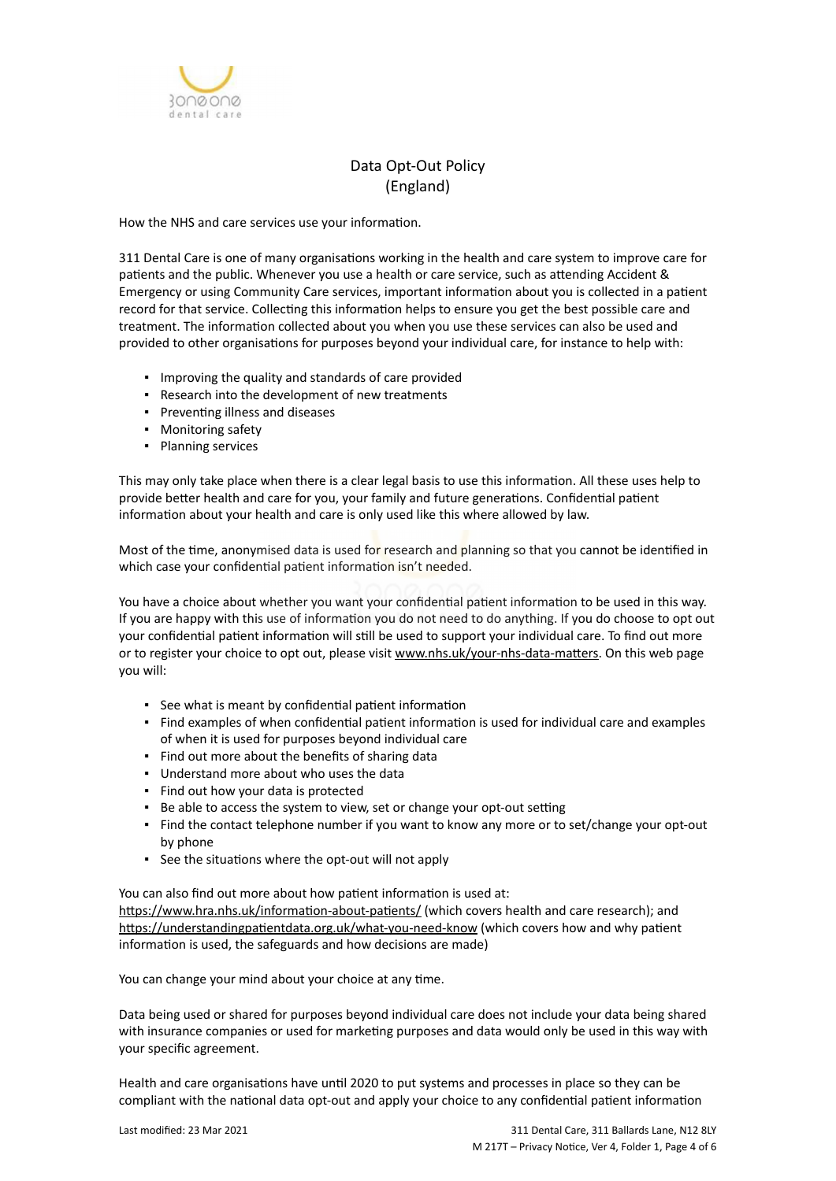# Data Opt-Out Policy
# (England)

How the NHS and care services use your information.

311 Dental Care is one of many organisations working in the health and care system to improve care for patients and the public. Whenever you use a health or care service, such as attending Accident & Emergency or using Community Care services, important information about you is collected in a patient record for that service. Collecting this information helps to ensure you get the best possible care and treatment. The information collected about you when you use these services can also be used and provided to other organisations for purposes beyond your individual care, for instance to help with:

- Improving the quality and standards of care provided
- Research into the development of new treatments
- Preventing illness and diseases
- Monitoring safety
- Planning services

This may only take place when there is a clear legal basis to use this information. All these uses help to provide better health and care for you, your family and future generations. Confidential patient information about your health and care is only used like this where allowed by law.

Most of the time, anonymised data is used for research and planning so that you cannot be identified in which case your confidential patient information isn't needed.

You have a choice about whether you want your confidential patient information to be used in this way. If you are happy with this use of information you do not need to do anything. If you do choose to opt out your confidential patient information will still be used to support your individual care. To find out more or to register your choice to opt out, please visit www.nhs.uk/your-nhs-data-matters. On this web page you will:

- See what is meant by confidential patient information
- Find examples of when confidential patient information is used for individual care and examples of when it is used for purposes beyond individual care
- Find out more about the benefits of sharing data
- Understand more about who uses the data
- Find out how your data is protected
- Be able to access the system to view, set or change your opt-out setting
- Find the contact telephone number if you want to know any more or to set/change your opt-out by phone
- See the situations where the opt-out will not apply

You can also find out more about how patient information is used at:
https://www.hra.nhs.uk/information-about-patients/ (which covers health and care research); and https://understandingpatientdata.org.uk/what-you-need-know (which covers how and why patient information is used, the safeguards and how decisions are made)

You can change your mind about your choice at any time.

Data being used or shared for purposes beyond individual care does not include your data being shared with insurance companies or used for marketing purposes and data would only be used in this way with your specific agreement.

Health and care organisations have until 2020 to put systems and processes in place so they can be compliant with the national data opt-out and apply your choice to any confidential patient information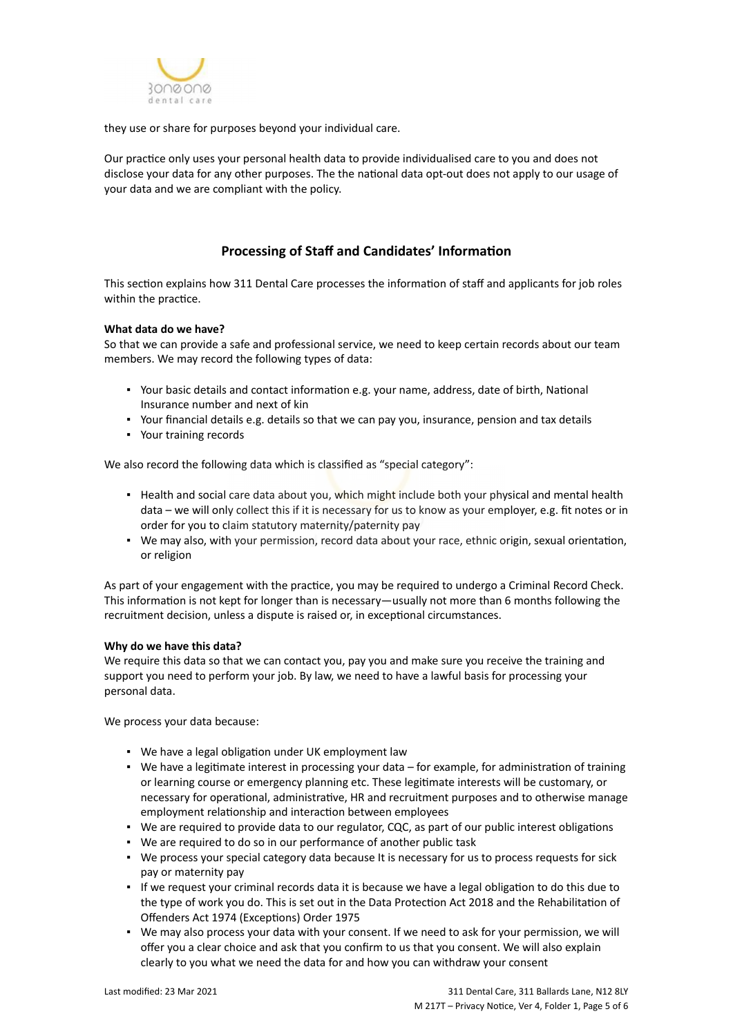they use or share for purposes beyond your individual care.

Our practice only uses your personal health data to provide individualised care to you and does not disclose your data for any other purposes. The the national data opt-out does not apply to our usage of your data and we are compliant with the policy.

## Processing of Staff and Candidates' Information

This section explains how 311 Dental Care processes the information of staff and applicants for job roles within the practice.

**What data do we have?**
So that we can provide a safe and professional service, we need to keep certain records about our team members. We may record the following types of data:

- Your basic details and contact information e.g. your name, address, date of birth, National Insurance number and next of kin
- Your financial details e.g. details so that we can pay you, insurance, pension and tax details
- Your training records

We also record the following data which is classified as "special category":

- Health and social care data about you, which might include both your physical and mental health data – we will only collect this if it is necessary for us to know as your employer, e.g. fit notes or in order for you to claim statutory maternity/paternity pay
- We may also, with your permission, record data about your race, ethnic origin, sexual orientation, or religion

As part of your engagement with the practice, you may be required to undergo a Criminal Record Check. This information is not kept for longer than is necessary—usually not more than 6 months following the recruitment decision, unless a dispute is raised or, in exceptional circumstances.

**Why do we have this data?**
We require this data so that we can contact you, pay you and make sure you receive the training and support you need to perform your job. By law, we need to have a lawful basis for processing your personal data.

We process your data because:

- We have a legal obligation under UK employment law
- We have a legitimate interest in processing your data – for example, for administration of training or learning course or emergency planning etc. These legitimate interests will be customary, or necessary for operational, administrative, HR and recruitment purposes and to otherwise manage employment relationship and interaction between employees
- We are required to provide data to our regulator, CQC, as part of our public interest obligations
- We are required to do so in our performance of another public task
- We process your special category data because It is necessary for us to process requests for sick pay or maternity pay
- If we request your criminal records data it is because we have a legal obligation to do this due to the type of work you do. This is set out in the Data Protection Act 2018 and the Rehabilitation of Offenders Act 1974 (Exceptions) Order 1975
- We may also process your data with your consent. If we need to ask for your permission, we will offer you a clear choice and ask that you confirm to us that you consent. We will also explain clearly to you what we need the data for and how you can withdraw your consent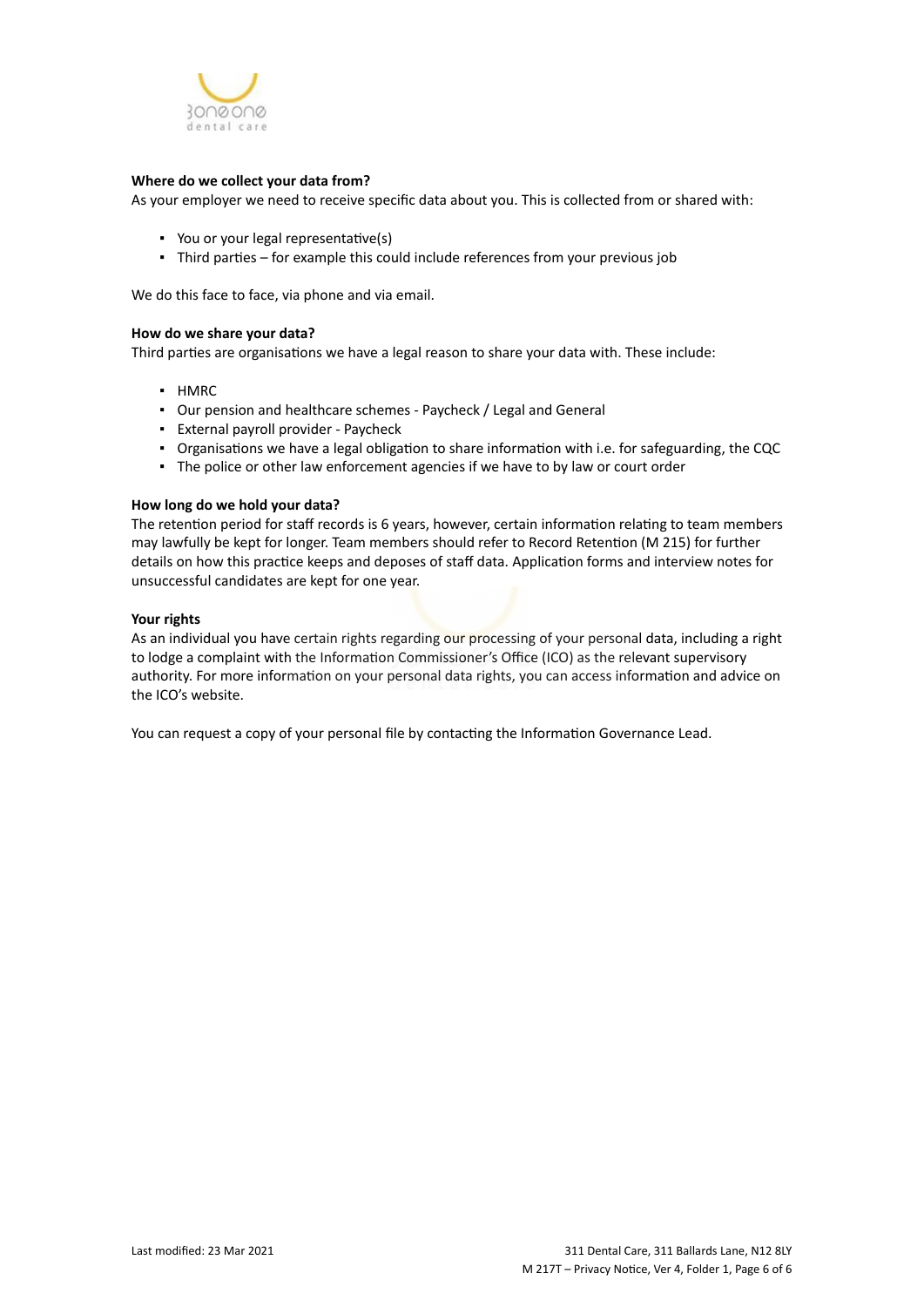**Where do we collect your data from?**

As your employer we need to receive specific data about you. This is collected from or shared with:

- You or your legal representative(s)
- Third parties – for example this could include references from your previous job

We do this face to face, via phone and via email.

**How do we share your data?**

Third parties are organisations we have a legal reason to share your data with. These include:

- HMRC
- Our pension and healthcare schemes - Paycheck / Legal and General
- External payroll provider - Paycheck
- Organisations we have a legal obligation to share information with i.e. for safeguarding, the CQC
- The police or other law enforcement agencies if we have to by law or court order

**How long do we hold your data?**

The retention period for staff records is 6 years, however, certain information relating to team members may lawfully be kept for longer. Team members should refer to Record Retention (M 215) for further details on how this practice keeps and deposes of staff data. Application forms and interview notes for unsuccessful candidates are kept for one year.

**Your rights**

As an individual you have certain rights regarding our processing of your personal data, including a right to lodge a complaint with the Information Commissioner's Office (ICO) as the relevant supervisory authority. For more information on your personal data rights, you can access information and advice on the ICO's website.

You can request a copy of your personal file by contacting the Information Governance Lead.